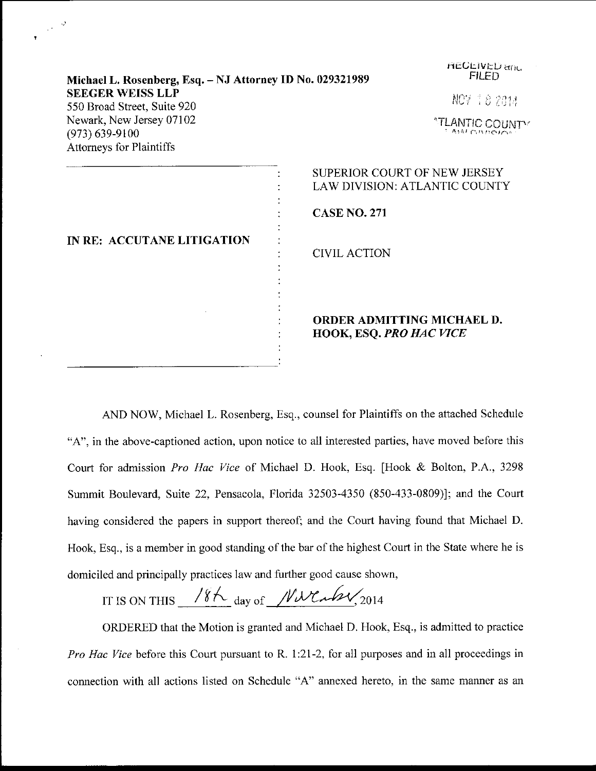**Michael L. Rosenberg, Esq. – NJ Attorney ID No. 029321989**
**SEEGER WEISS LLP**
550 Broad Street, Suite 920
Newark, New Jersey 07102
(973) 639-9100
Attorneys for Plaintiffs

RECEIVED and FILED

NOV 18 2014

ATLANTIC COUNTY

| | |
|---|---|
| **IN RE: ACCUTANE LITIGATION** | SUPERIOR COURT OF NEW JERSEY LAW DIVISION: ATLANTIC COUNTY<br><br>**CASE NO. 271**<br><br>CIVIL ACTION<br><br>**ORDER ADMITTING MICHAEL D. HOOK, ESQ. *PRO HAC VICE*** |

AND NOW, Michael L. Rosenberg, Esq., counsel for Plaintiffs on the attached Schedule "A", in the above-captioned action, upon notice to all interested parties, have moved before this Court for admission *Pro Hac Vice* of Michael D. Hook, Esq. [Hook & Bolton, P.A., 3298 Summit Boulevard, Suite 22, Pensacola, Florida 32503-4350 (850-433-0809)]; and the Court having considered the papers in support thereof; and the Court having found that Michael D. Hook, Esq., is a member in good standing of the bar of the highest Court in the State where he is domiciled and principally practices law and further good cause shown,

IT IS ON THIS 18th day of November, 2014

ORDERED that the Motion is granted and Michael D. Hook, Esq., is admitted to practice *Pro Hac Vice* before this Court pursuant to R. 1:21-2, for all purposes and in all proceedings in connection with all actions listed on Schedule "A" annexed hereto, in the same manner as an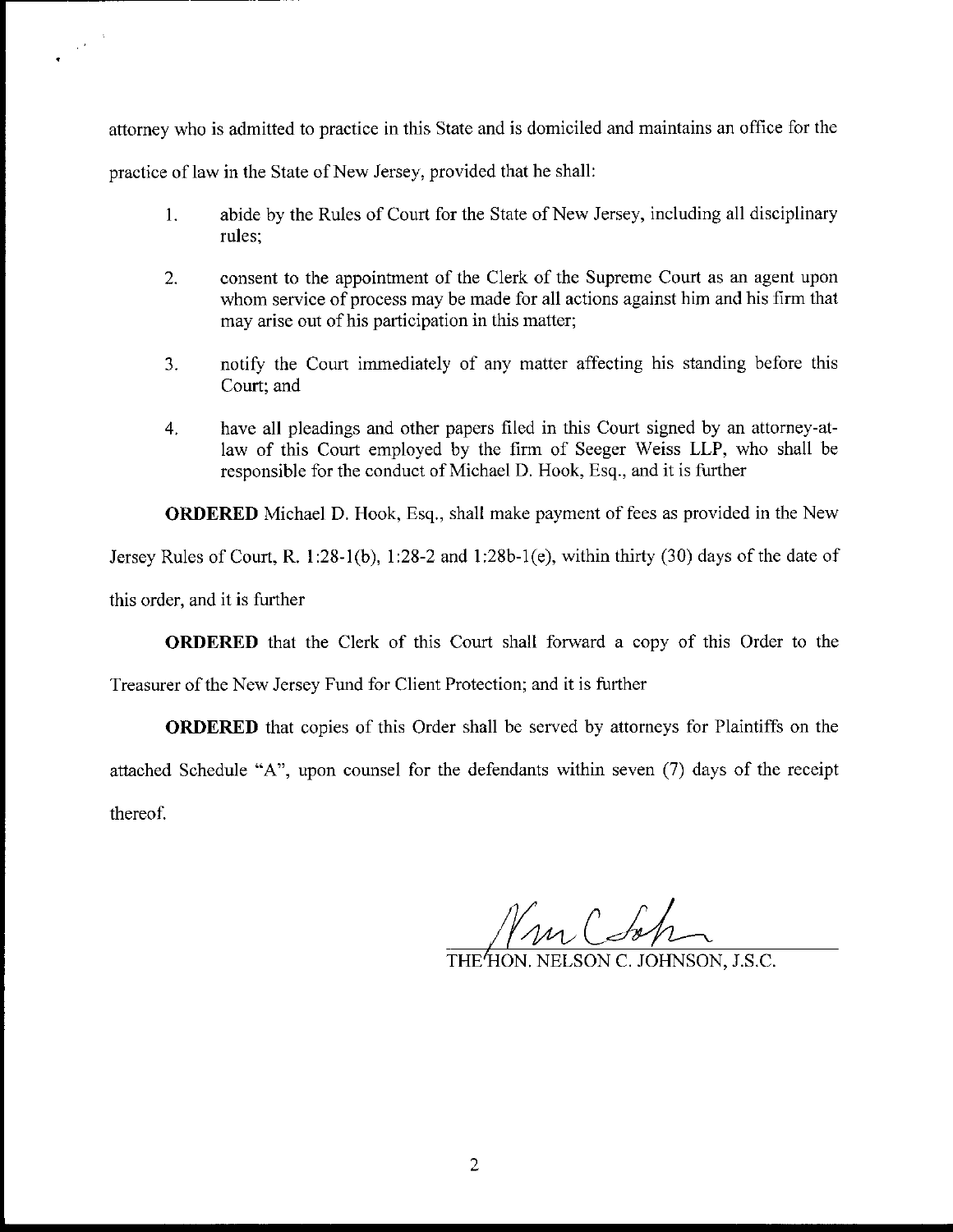attorney who is admitted to practice in this State and is domiciled and maintains an office for the practice of law in the State of New Jersey, provided that he shall:

1. abide by the Rules of Court for the State of New Jersey, including all disciplinary rules;

2. consent to the appointment of the Clerk of the Supreme Court as an agent upon whom service of process may be made for all actions against him and his firm that may arise out of his participation in this matter;

3. notify the Court immediately of any matter affecting his standing before this Court; and

4. have all pleadings and other papers filed in this Court signed by an attorney-at-law of this Court employed by the firm of Seeger Weiss LLP, who shall be responsible for the conduct of Michael D. Hook, Esq., and it is further

**ORDERED** Michael D. Hook, Esq., shall make payment of fees as provided in the New Jersey Rules of Court, R. 1:28-1(b), 1:28-2 and 1:28b-1(e), within thirty (30) days of the date of this order, and it is further

**ORDERED** that the Clerk of this Court shall forward a copy of this Order to the Treasurer of the New Jersey Fund for Client Protection; and it is further

**ORDERED** that copies of this Order shall be served by attorneys for Plaintiffs on the attached Schedule "A", upon counsel for the defendants within seven (7) days of the receipt thereof.

THE HON. NELSON C. JOHNSON, J.S.C.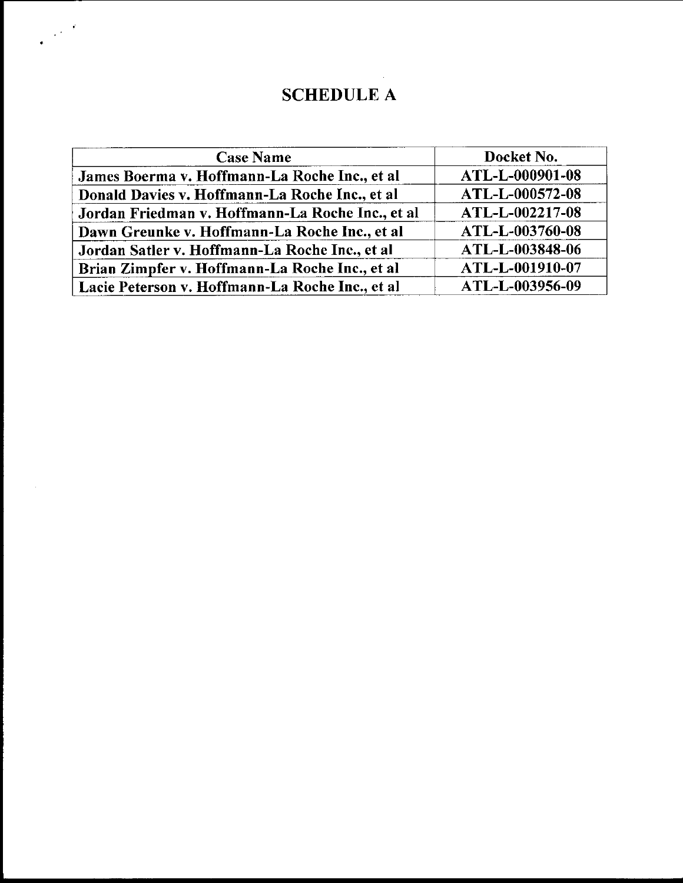# SCHEDULE A

| Case Name | Docket No. |
|---|---|
| James Boerma v. Hoffmann-La Roche Inc., et al | ATL-L-000901-08 |
| Donald Davies v. Hoffmann-La Roche Inc., et al | ATL-L-000572-08 |
| Jordan Friedman v. Hoffmann-La Roche Inc., et al | ATL-L-002217-08 |
| Dawn Greunke v. Hoffmann-La Roche Inc., et al | ATL-L-003760-08 |
| Jordan Satler v. Hoffmann-La Roche Inc., et al | ATL-L-003848-06 |
| Brian Zimpfer v. Hoffmann-La Roche Inc., et al | ATL-L-001910-07 |
| Lacie Peterson v. Hoffmann-La Roche Inc., et al | ATL-L-003956-09 |